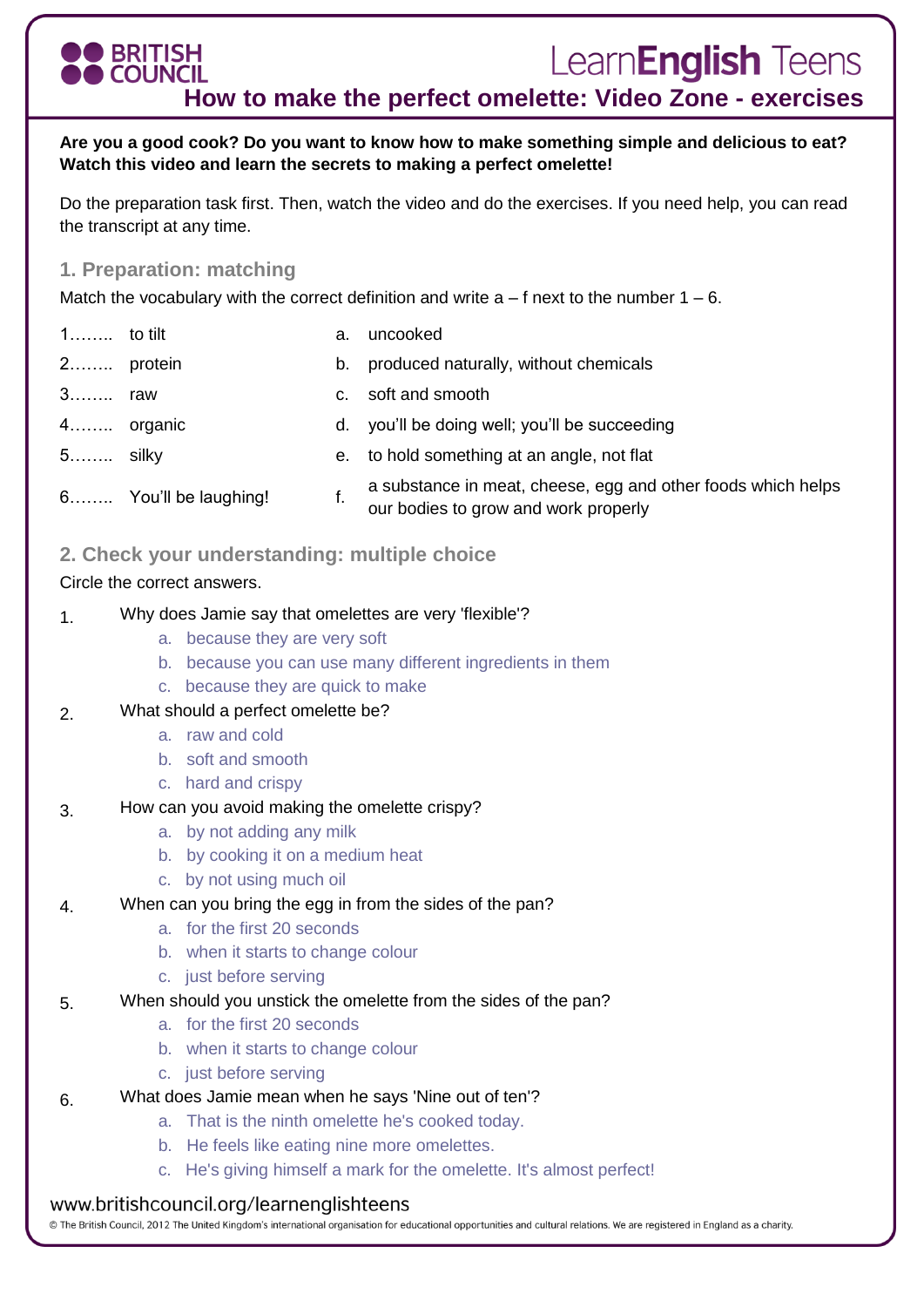# How to make the perfect omelette: Video Zone - exercises

**Are you a good cook? Do you want to know how to make something simple and delicious to eat? Watch this video and learn the secrets to making a perfect omelette!**

Do the preparation task first. Then, watch the video and do the exercises. If you need help, you can read the transcript at any time.

## 1. Preparation: matching

Match the vocabulary with the correct definition and write a – f next to the number 1 – 6.

| | | | |
|---|---|---|---|
| 1…….. | to tilt | a. | uncooked |
| 2…….. | protein | b. | produced naturally, without chemicals |
| 3…….. | raw | c. | soft and smooth |
| 4…….. | organic | d. | you'll be doing well; you'll be succeeding |
| 5…….. | silky | e. | to hold something at an angle, not flat |
| 6…….. | You'll be laughing! | f. | a substance in meat, cheese, egg and other foods which helps our bodies to grow and work properly |

## 2. Check your understanding: multiple choice

Circle the correct answers.

1. Why does Jamie say that omelettes are very 'flexible'?
   - a. because they are very soft
   - b. because you can use many different ingredients in them
   - c. because they are quick to make
2. What should a perfect omelette be?
   - a. raw and cold
   - b. soft and smooth
   - c. hard and crispy
3. How can you avoid making the omelette crispy?
   - a. by not adding any milk
   - b. by cooking it on a medium heat
   - c. by not using much oil
4. When can you bring the egg in from the sides of the pan?
   - a. for the first 20 seconds
   - b. when it starts to change colour
   - c. just before serving
5. When should you unstick the omelette from the sides of the pan?
   - a. for the first 20 seconds
   - b. when it starts to change colour
   - c. just before serving
6. What does Jamie mean when he says 'Nine out of ten'?
   - a. That is the ninth omelette he's cooked today.
   - b. He feels like eating nine more omelettes.
   - c. He's giving himself a mark for the omelette. It's almost perfect!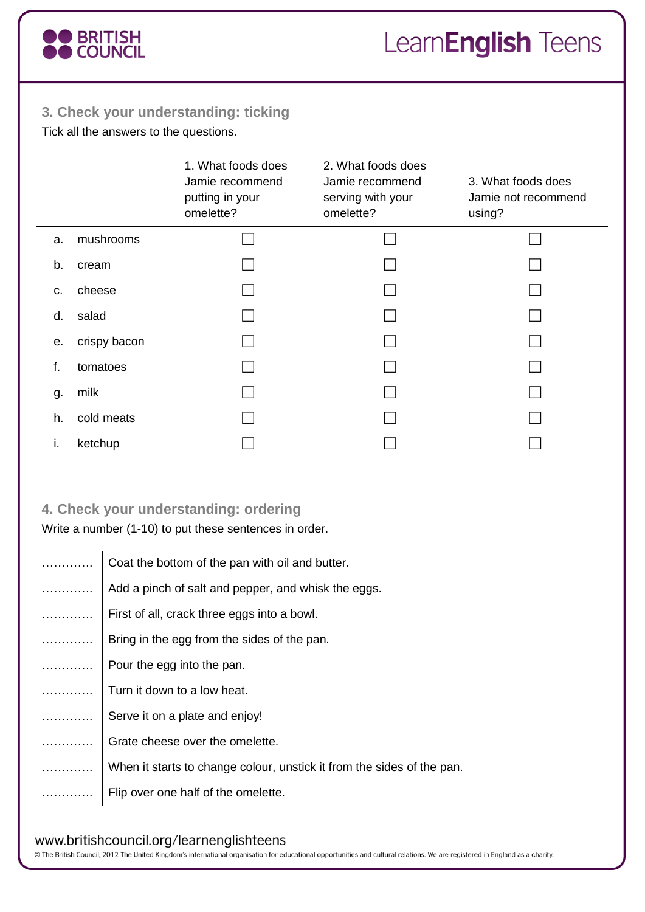## 3. Check your understanding: ticking

Tick all the answers to the questions.

| | | 1. What foods does Jamie recommend putting in your omelette? | 2. What foods does Jamie recommend serving with your omelette? | 3. What foods does Jamie not recommend using? |
|---|---|---|---|---|
| a. | mushrooms | ☐ | ☐ | ☐ |
| b. | cream | ☐ | ☐ | ☐ |
| c. | cheese | ☐ | ☐ | ☐ |
| d. | salad | ☐ | ☐ | ☐ |
| e. | crispy bacon | ☐ | ☐ | ☐ |
| f. | tomatoes | ☐ | ☐ | ☐ |
| g. | milk | ☐ | ☐ | ☐ |
| h. | cold meats | ☐ | ☐ | ☐ |
| i. | ketchup | ☐ | ☐ | ☐ |

## 4. Check your understanding: ordering

Write a number (1-10) to put these sentences in order.

| | |
|---|---|
| ………… | Coat the bottom of the pan with oil and butter. |
| ………… | Add a pinch of salt and pepper, and whisk the eggs. |
| ………… | First of all, crack three eggs into a bowl. |
| ………… | Bring in the egg from the sides of the pan. |
| ………… | Pour the egg into the pan. |
| ………… | Turn it down to a low heat. |
| ………… | Serve it on a plate and enjoy! |
| ………… | Grate cheese over the omelette. |
| ………… | When it starts to change colour, unstick it from the sides of the pan. |
| ………… | Flip over one half of the omelette. |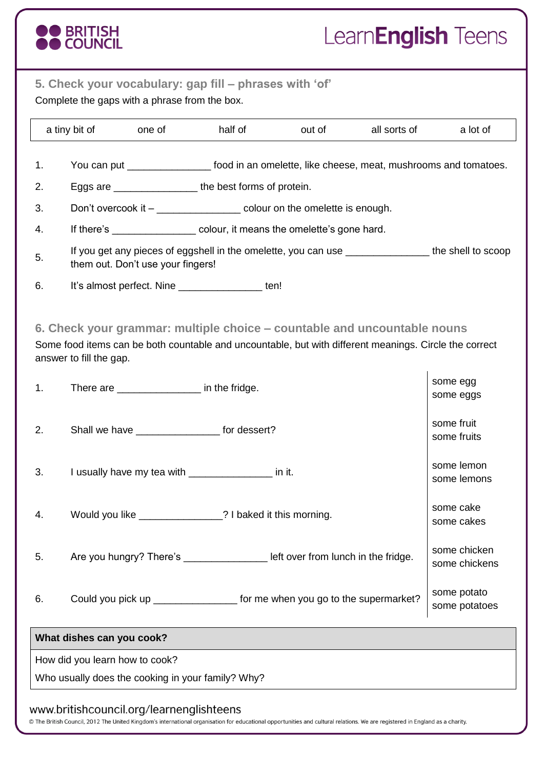### 5. Check your vocabulary: gap fill – phrases with 'of'

Complete the gaps with a phrase from the box.

| | | | | | |
|---|---|---|---|---|---|
| a tiny bit of | one of | half of | out of | all sorts of | a lot of |

1. You can put _______________ food in an omelette, like cheese, meat, mushrooms and tomatoes.
2. Eggs are _______________ the best forms of protein.
3. Don't overcook it – _______________ colour on the omelette is enough.
4. If there's _______________ colour, it means the omelette's gone hard.
5. If you get any pieces of eggshell in the omelette, you can use _______________ the shell to scoop them out. Don't use your fingers!
6. It's almost perfect. Nine _______________ ten!

### 6. Check your grammar: multiple choice – countable and uncountable nouns

Some food items can be both countable and uncountable, but with different meanings. Circle the correct answer to fill the gap.

| | | |
|---|---|---|
| 1. | There are _______________ in the fridge. | some egg<br>some eggs |
| 2. | Shall we have _______________ for dessert? | some fruit<br>some fruits |
| 3. | I usually have my tea with _______________ in it. | some lemon<br>some lemons |
| 4. | Would you like _______________? I baked it this morning. | some cake<br>some cakes |
| 5. | Are you hungry? There's _______________ left over from lunch in the fridge. | some chicken<br>some chickens |
| 6. | Could you pick up _______________ for me when you go to the supermarket? | some potato<br>some potatoes |

**What dishes can you cook?**

How did you learn how to cook?

Who usually does the cooking in your family? Why?